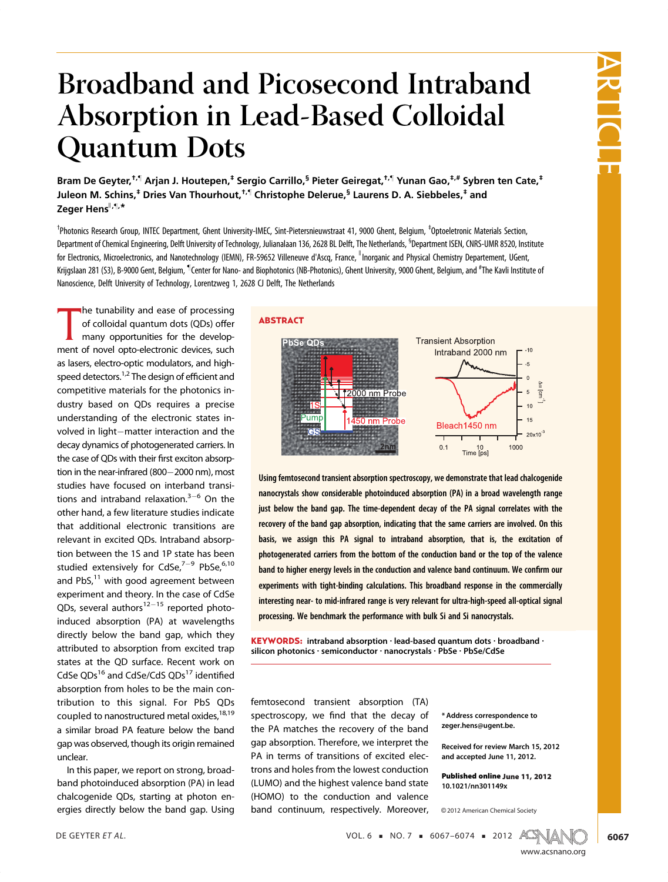# Broadband and Picosecond Intraband Absorption in Lead-Based Colloidal Quantum Dots

**Bram De Geyter,[†,¶] Arjan J. Houtepen,[‡] Sergio Carrillo,[§] Pieter Geiregat,[†,¶] Yunan Gao,[‡,#] Sybren ten Cate,[‡] Juleon M. Schins,[‡] Dries Van Thourhout,[†,¶] Christophe Delerue,[§] Laurens D. A. Siebbeles,[‡] and Zeger Hens[∥,¶,*]**

[†]Photonics Research Group, INTEC Department, Ghent University-IMEC, Sint-Pietersnieuwstraat 41, 9000 Ghent, Belgium, [‡]Optoeletronic Materials Section, Department of Chemical Engineering, Delft University of Technology, Julianalaan 136, 2628 BL Delft, The Netherlands, [§]Department ISEN, CNRS-UMR 8520, Institute for Electronics, Microelectronics, and Nanotechnology (IEMN), FR-59652 Villeneuve d'Ascq, France, [∥]Inorganic and Physical Chemistry Departement, UGent, Krijgslaan 281 (S3), B-9000 Gent, Belgium, [¶]Center for Nano- and Biophotonics (NB-Photonics), Ghent University, 9000 Ghent, Belgium, and [#]The Kavli Institute of Nanoscience, Delft University of Technology, Lorentzweg 1, 2628 CJ Delft, The Netherlands

## ABSTRACT

Using femtosecond transient absorption spectroscopy, we demonstrate that lead chalcogenide nanocrystals show considerable photoinduced absorption (PA) in a broad wavelength range just below the band gap. The time-dependent decay of the PA signal correlates with the recovery of the band gap absorption, indicating that the same carriers are involved. On this basis, we assign this PA signal to intraband absorption, that is, the excitation of photogenerated carriers from the bottom of the conduction band or the top of the valence band to higher energy levels in the conduction and valence band continuum. We confirm our experiments with tight-binding calculations. This broadband response in the commercially interesting near- to mid-infrared range is very relevant for ultra-high-speed all-optical signal processing. We benchmark the performance with bulk Si and Si nanocrystals.

**KEYWORDS:** intraband absorption · lead-based quantum dots · broadband · silicon photonics · semiconductor · nanocrystals · PbSe · PbSe/CdSe

The tunability and ease of processing of colloidal quantum dots (QDs) offer many opportunities for the development of novel opto-electronic devices, such as lasers, electro-optic modulators, and high-speed detectors.[1,2] The design of efficient and competitive materials for the photonics industry based on QDs requires a precise understanding of the electronic states involved in light−matter interaction and the decay dynamics of photogenerated carriers. In the case of QDs with their first exciton absorption in the near-infrared (800−2000 nm), most studies have focused on interband transitions and intraband relaxation.[3−6] On the other hand, a few literature studies indicate that additional electronic transitions are relevant in excited QDs. Intraband absorption between the 1S and 1P state has been studied extensively for CdSe,[7−9] PbSe,[6,10] and PbS,[11] with good agreement between experiment and theory. In the case of CdSe QDs, several authors[12−15] reported photoinduced absorption (PA) at wavelengths directly below the band gap, which they attributed to absorption from excited trap states at the QD surface. Recent work on CdSe QDs[16] and CdSe/CdS QDs[17] identified absorption from holes to be the main contribution to this signal. For PbS QDs coupled to nanostructured metal oxides,[18,19] a similar broad PA feature below the band gap was observed, though its origin remained unclear.

In this paper, we report on strong, broadband photoinduced absorption (PA) in lead chalcogenide QDs, starting at photon energies directly below the band gap. Using femtosecond transient absorption (TA) spectroscopy, we find that the decay of the PA signal matches the recovery of the band gap absorption. Therefore, we interpret the PA in terms of transitions of excited electrons and holes from the lowest conduction (LUMO) and the highest valence band state (HOMO) to the conduction and valence band continuum, respectively. Moreover,

\* Address correspondence to zeger.hens@ugent.be.

Received for review March 15, 2012 and accepted June 11, 2012.

**Published online** June 11, 2012 10.1021/nn301149x

© 2012 American Chemical Society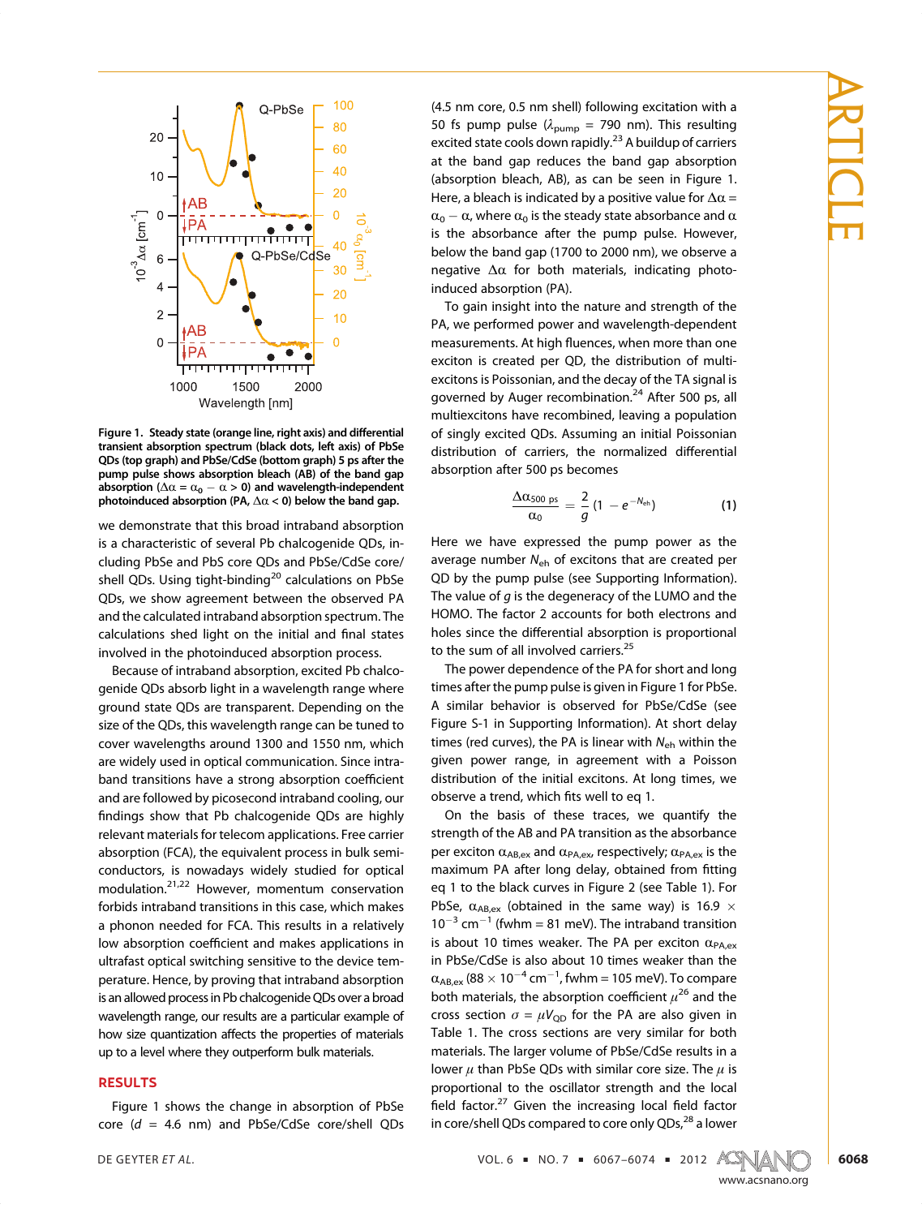**Figure 1. Steady state (orange line, right axis) and differential transient absorption spectrum (black dots, left axis) of PbSe QDs (top graph) and PbSe/CdSe (bottom graph) 5 ps after the pump pulse shows absorption bleach (AB) of the band gap absorption ($\Delta\alpha = \alpha_0 - \alpha > 0$) and wavelength-independent photoinduced absorption (PA, $\Delta\alpha < 0$) below the band gap.**

we demonstrate that this broad intraband absorption is a characteristic of several Pb chalcogenide QDs, including PbSe and PbS core QDs and PbSe/CdSe core/shell QDs. Using tight-binding[20] calculations on PbSe QDs, we show agreement between the observed PA and the calculated intraband absorption spectrum. The calculations shed light on the initial and final states involved in the photoinduced absorption process.

Because of intraband absorption, excited Pb chalcogenide QDs absorb light in a wavelength range where ground state QDs are transparent. Depending on the size of the QDs, this wavelength range can be tuned to cover wavelengths around 1300 and 1550 nm, which are widely used in optical communication. Since intraband transitions have a strong absorption coefficient and are followed by picosecond intraband cooling, our findings show that Pb chalcogenide QDs are highly relevant materials for telecom applications. Free carrier absorption (FCA), the equivalent process in bulk semiconductors, is nowadays widely studied for optical modulation.[21,22] However, momentum conservation forbids intraband transitions in this case, which makes a phonon needed for FCA. This results in a relatively low absorption coefficient and makes applications in ultrafast optical switching sensitive to the device temperature. Hence, by proving that intraband absorption is an allowed process in Pb chalcogenide QDs over a broad wavelength range, our results are a particular example of how size quantization affects the properties of materials up to a level where they outperform bulk materials.

## RESULTS

Figure 1 shows the change in absorption of PbSe core ($d$ = 4.6 nm) and PbSe/CdSe core/shell QDs (4.5 nm core, 0.5 nm shell) following excitation with a 50 fs pump pulse ($\lambda_{pump}$ = 790 nm). This resulting excited state cools down rapidly.[23] A buildup of carriers at the band gap reduces the band gap absorption (absorption bleach, AB), as can be seen in Figure 1. Here, a bleach is indicated by a positive value for $\Delta\alpha = \alpha_0 - \alpha$, where $\alpha_0$ is the steady state absorbance and $\alpha$ is the absorbance after the pump pulse. However, below the band gap (1700 to 2000 nm), we observe a negative $\Delta\alpha$ for both materials, indicating photoinduced absorption (PA).

To gain insight into the nature and strength of the PA, we performed power and wavelength-dependent measurements. At high fluences, when more than one exciton is created per QD, the distribution of multiexcitons is Poissonian, and the decay of the TA signal is governed by Auger recombination.[24] After 500 ps, all multiexcitons have recombined, leaving a population of singly excited QDs. Assuming an initial Poissonian distribution of carriers, the normalized differential absorption after 500 ps becomes

$$\frac{\Delta\alpha_{500\ \mathrm{ps}}}{\alpha_0} = \frac{2}{g}(1 - e^{-N_{eh}}) \tag{1}$$

Here we have expressed the pump power as the average number $N_{eh}$ of excitons that are created per QD by the pump pulse (see Supporting Information). The value of $g$ is the degeneracy of the LUMO and the HOMO. The factor 2 accounts for both electrons and holes since the differential absorption is proportional to the sum of all involved carriers.[25]

The power dependence of the PA for short and long times after the pump pulse is given in Figure 1 for PbSe. A similar behavior is observed for PbSe/CdSe (see Figure S-1 in Supporting Information). At short delay times (red curves), the PA is linear with $N_{eh}$ within the given power range, in agreement with a Poisson distribution of the initial excitons. At long times, we observe a trend, which fits well to eq 1.

On the basis of these traces, we quantify the strength of the AB and PA transition as the absorbance per exciton $\alpha_{AB,ex}$ and $\alpha_{PA,ex}$, respectively; $\alpha_{PA,ex}$ is the maximum PA after long delay, obtained from fitting eq 1 to the black curves in Figure 2 (see Table 1). For PbSe, $\alpha_{AB,ex}$ (obtained in the same way) is 16.9 $\times$ $10^{-3}$ $\mathrm{cm}^{-1}$ (fwhm = 81 meV). The intraband transition is about 10 times weaker. The PA per exciton $\alpha_{PA,ex}$ in PbSe/CdSe is also about 10 times weaker than the $\alpha_{AB,ex}$ (88 $\times$ $10^{-4}$ $\mathrm{cm}^{-1}$, fwhm = 105 meV). To compare both materials, the absorption coefficient $\mu$[26] and the cross section $\sigma = \mu V_{QD}$ for the PA are also given in Table 1. The cross sections are very similar for both materials. The larger volume of PbSe/CdSe results in a lower $\mu$ than PbSe QDs with similar core size. The $\mu$ is proportional to the oscillator strength and the local field factor.[27] Given the increasing local field factor in core/shell QDs compared to core only QDs,[28] a lower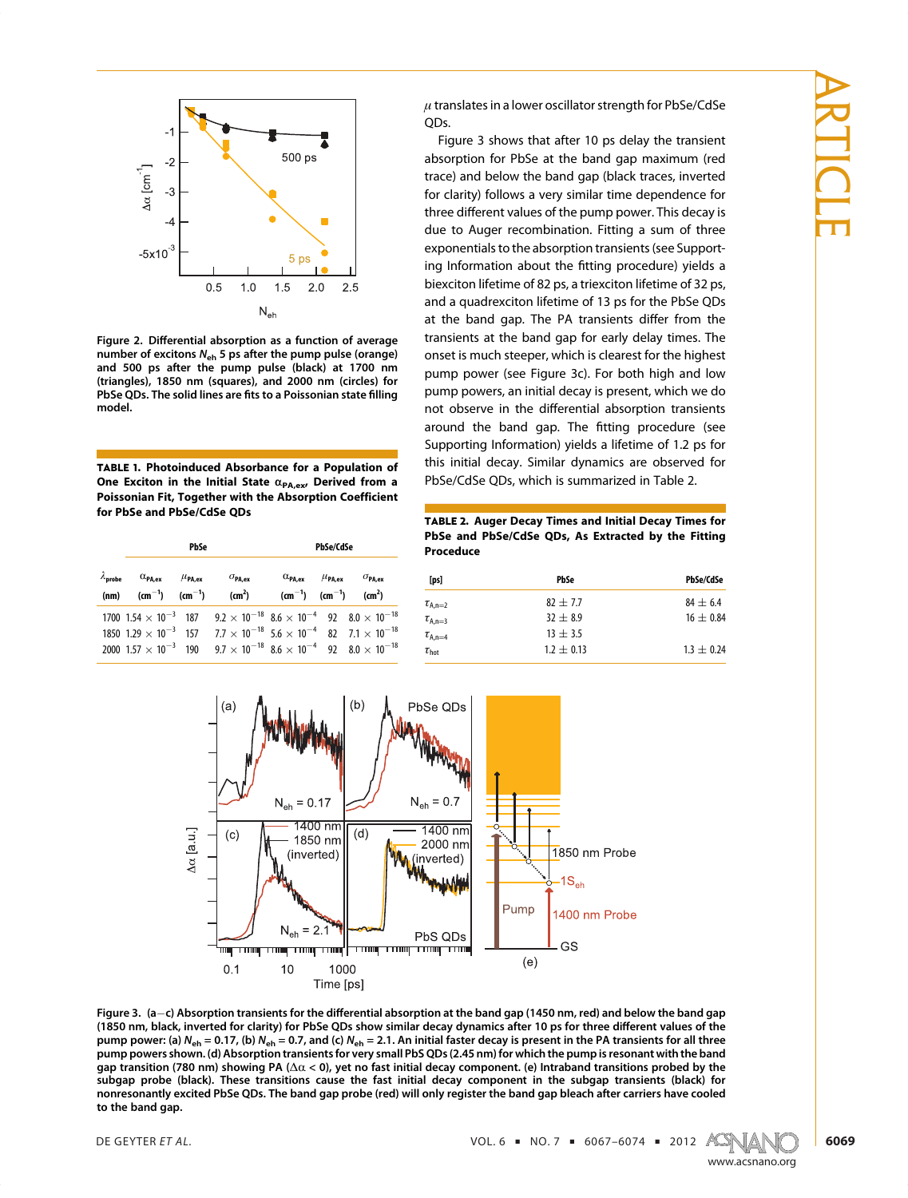Figure 2. Differential absorption as a function of average number of excitons $N_{eh}$ 5 ps after the pump pulse (orange) and 500 ps after the pump pulse (black) at 1700 nm (triangles), 1850 nm (squares), and 2000 nm (circles) for PbSe QDs. The solid lines are fits to a Poissonian state filling model.

**TABLE 1. Photoinduced Absorbance for a Population of One Exciton in the Initial State $\alpha_{PA,ex}$, Derived from a Poissonian Fit, Together with the Absorption Coefficient for PbSe and PbSe/CdSe QDs**

| | PbSe | | | PbSe/CdSe | | |
|---|---|---|---|---|---|---|
| $\lambda_{probe}$ (nm) | $\alpha_{PA,ex}$ ($cm^{-1}$) | $\mu_{PA,ex}$ ($cm^{-1}$) | $\sigma_{PA,ex}$ ($cm^2$) | $\alpha_{PA,ex}$ ($cm^{-1}$) | $\mu_{PA,ex}$ ($cm^{-1}$) | $\sigma_{PA,ex}$ ($cm^2$) |
| 1700 | $1.54 \times 10^{-3}$ | 187 | $9.2 \times 10^{-18}$ | $8.6 \times 10^{-4}$ | 92 | $8.0 \times 10^{-18}$ |
| 1850 | $1.29 \times 10^{-3}$ | 157 | $7.7 \times 10^{-18}$ | $5.6 \times 10^{-4}$ | 82 | $7.1 \times 10^{-18}$ |
| 2000 | $1.57 \times 10^{-3}$ | 190 | $9.7 \times 10^{-18}$ | $8.6 \times 10^{-4}$ | 92 | $8.0 \times 10^{-18}$ |

$\mu$ translates in a lower oscillator strength for PbSe/CdSe QDs.

Figure 3 shows that after 10 ps delay the transient absorption for PbSe at the band gap maximum (red trace) and below the band gap (black traces, inverted for clarity) follows a very similar time dependence for three different values of the pump power. This decay is due to Auger recombination. Fitting a sum of three exponentials to the absorption transients (see Supporting Information about the fitting procedure) yields a biexciton lifetime of 82 ps, a triexciton lifetime of 32 ps, and a quadrexciton lifetime of 13 ps for the PbSe QDs at the band gap. The PA transients differ from the transients at the band gap for early delay times. The onset is much steeper, which is clearest for the highest pump power (see Figure 3c). For both high and low pump powers, an initial decay is present, which we do not observe in the differential absorption transients around the band gap. The fitting procedure (see Supporting Information) yields a lifetime of 1.2 ps for this initial decay. Similar dynamics are observed for PbSe/CdSe QDs, which is summarized in Table 2.

**TABLE 2. Auger Decay Times and Initial Decay Times for PbSe and PbSe/CdSe QDs, As Extracted by the Fitting Proceduce**

| [ps] | PbSe | PbSe/CdSe |
|---|---|---|
| $\tau_{A,n=2}$ | 82 ± 7.7 | 84 ± 6.4 |
| $\tau_{A,n=3}$ | 32 ± 8.9 | 16 ± 0.84 |
| $\tau_{A,n=4}$ | 13 ± 3.5 | |
| $\tau_{hot}$ | 1.2 ± 0.13 | 1.3 ± 0.24 |

Figure 3. (a–c) Absorption transients for the differential absorption at the band gap (1450 nm, red) and below the band gap (1850 nm, black, inverted for clarity) for PbSe QDs show similar decay dynamics after 10 ps for three different values of the pump power: (a) $N_{eh}$ = 0.17, (b) $N_{eh}$ = 0.7, and (c) $N_{eh}$ = 2.1. An initial faster decay is present in the PA transients for all three pump powers shown. (d) Absorption transients for very small PbS QDs (2.45 nm) for which the pump is resonant with the band gap transition (780 nm) showing PA ($\Delta\alpha$ < 0), yet no fast initial decay component. (e) Intraband transitions probed by the subgap probe (black). These transitions cause the fast initial decay component in the subgap transients (black) for nonresonantly excited PbSe QDs. The band gap probe (red) will only register the band gap bleach after carriers have cooled to the band gap.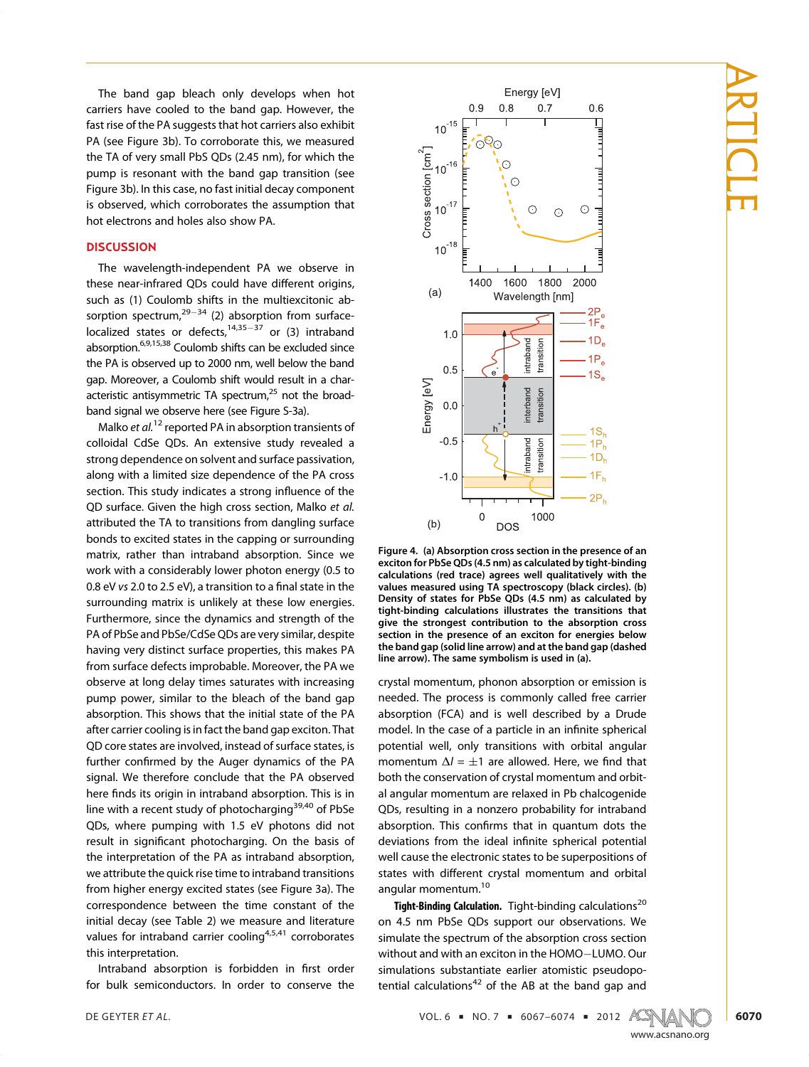The band gap bleach only develops when hot carriers have cooled to the band gap. However, the fast rise of the PA suggests that hot carriers also exhibit PA (see Figure 3b). To corroborate this, we measured the TA of very small PbS QDs (2.45 nm), for which the pump is resonant with the band gap transition (see Figure 3b). In this case, no fast initial decay component is observed, which corroborates the assumption that hot electrons and holes also show PA.

## DISCUSSION

The wavelength-independent PA we observe in these near-infrared QDs could have different origins, such as (1) Coulomb shifts in the multiexcitonic absorption spectrum,[29−34] (2) absorption from surface-localized states or defects,[14,35−37] or (3) intraband absorption.[6,9,15,38] Coulomb shifts can be excluded since the PA is observed up to 2000 nm, well below the band gap. Moreover, a Coulomb shift would result in a characteristic antisymmetric TA spectrum,[25] not the broad-band signal we observe here (see Figure S-3a).

Malko *et al.*[12] reported PA in absorption transients of colloidal CdSe QDs. An extensive study revealed a strong dependence on solvent and surface passivation, along with a limited size dependence of the PA cross section. This study indicates a strong influence of the QD surface. Given the high cross section, Malko *et al.* attributed the TA to transitions from dangling surface bonds to excited states in the capping or surrounding matrix, rather than intraband absorption. Since we work with a considerably lower photon energy (0.5 to 0.8 eV *vs* 2.0 to 2.5 eV), a transition to a final state in the surrounding matrix is unlikely at these low energies. Furthermore, since the dynamics and strength of the PA of PbSe and PbSe/CdSe QDs are very similar, despite having very distinct surface properties, this makes PA from surface defects improbable. Moreover, the PA we observe at long delay times saturates with increasing pump power, similar to the bleach of the band gap absorption. This shows that the initial state of the PA after carrier cooling is in fact the band gap exciton. That QD core states are involved, instead of surface states, is further confirmed by the Auger dynamics of the PA signal. We therefore conclude that the PA observed here finds its origin in intraband absorption. This is in line with a recent study of photocharging[39,40] of PbSe QDs, where pumping with 1.5 eV photons did not result in significant photocharging. On the basis of the interpretation of the PA as intraband absorption, we attribute the quick rise time to intraband transitions from higher energy excited states (see Figure 3a). The correspondence between the time constant of the initial decay (see Table 2) we measure and literature values for intraband carrier cooling[4,5,41] corroborates this interpretation.

Intraband absorption is forbidden in first order for bulk semiconductors. In order to conserve the crystal momentum, phonon absorption or emission is needed. The process is commonly called free carrier absorption (FCA) and is well described by a Drude model. In the case of a particle in an infinite spherical potential well, only transitions with orbital angular momentum $\Delta l = \pm 1$ are allowed. Here, we find that both the conservation of crystal momentum and orbital angular momentum are relaxed in Pb chalcogenide QDs, resulting in a nonzero probability for intraband absorption. This confirms that in quantum dots the deviations from the ideal infinite spherical potential well cause the electronic states to be superpositions of states with different crystal momentum and orbital angular momentum.[10]

**Figure 4. (a) Absorption cross section in the presence of an exciton for PbSe QDs (4.5 nm) as calculated by tight-binding calculations (red trace) agrees well qualitatively with the values measured using TA spectroscopy (black circles). (b) Density of states for PbSe QDs (4.5 nm) as calculated by tight-binding calculations illustrates the transitions that give the strongest contribution to the absorption cross section in the presence of an exciton for energies below the band gap (solid line arrow) and at the band gap (dashed line arrow). The same symbolism is used in (a).**

**Tight-Binding Calculation.** Tight-binding calculations[20] on 4.5 nm PbSe QDs support our observations. We simulate the spectrum of the absorption cross section without and with an exciton in the HOMO−LUMO. Our simulations substantiate earlier atomistic pseudopotential calculations[42] of the AB at the band gap and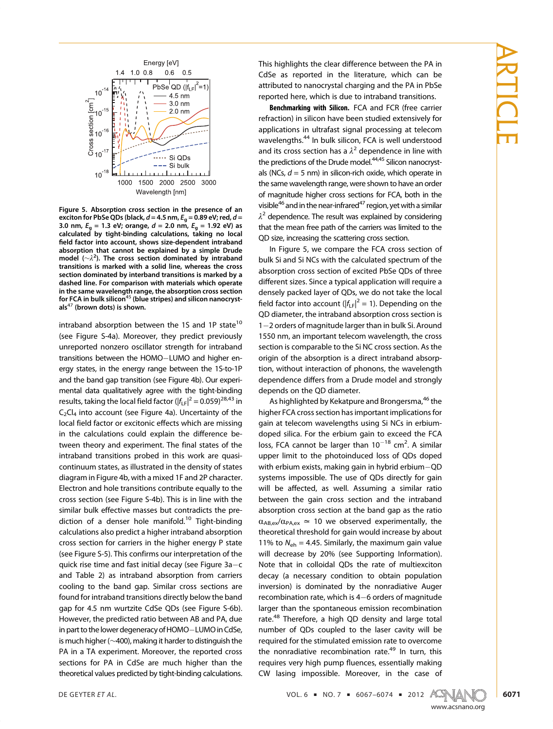**Figure 5. Absorption cross section in the presence of an exciton for PbSe QDs (black, $d = 4.5$ nm, $E_g = 0.89$ eV; red, $d = 3.0$ nm, $E_g = 1.3$ eV; orange, $d = 2.0$ nm, $E_g = 1.92$ eV) as calculated by tight-binding calculations, taking no local field factor into account, shows size-dependent intraband absorption that cannot be explained by a simple Drude model ($\sim\lambda^2$). The cross section dominated by intraband transitions is marked with a solid line, whereas the cross section dominated by interband transitions is marked by a dashed line. For comparison with materials which operate in the same wavelength range, the absorption cross section for FCA in bulk silicon[45] (blue stripes) and silicon nanocrystals[47] (brown dots) is shown.**

intraband absorption between the 1S and 1P state[10] (see Figure S-4a). Moreover, they predict previously unreported nonzero oscillator strength for intraband transitions between the HOMO–LUMO and higher energy states, in the energy range between the 1S-to-1P and the band gap transition (see Figure 4b). Our experimental data qualitatively agree with the tight-binding results, taking the local field factor ($|f_{LF}|^2 = 0.059$)[28,43] in $C_2Cl_4$ into account (see Figure 4a). Uncertainty of the local field factor or excitonic effects which are missing in the calculations could explain the difference between theory and experiment. The final states of the intraband transitions probed in this work are quasi-continuum states, as illustrated in the density of states diagram in Figure 4b, with a mixed 1F and 2P character. Electron and hole transitions contribute equally to the cross section (see Figure S-4b). This is in line with the similar bulk effective masses but contradicts the prediction of a denser hole manifold.[10] Tight-binding calculations also predict a higher intraband absorption cross section for carriers in the higher energy P state (see Figure S-5). This confirms our interpretation of the quick rise time and fast initial decay (see Figure 3a–c and Table 2) as intraband absorption from carriers cooling to the band gap. Similar cross sections are found for intraband transitions directly below the band gap for 4.5 nm wurtzite CdSe QDs (see Figure S-6b). However, the predicted ratio between AB and PA, due in part to the lower degeneracy of HOMO–LUMO in CdSe, is much higher (~400), making it harder to distinguish the PA in a TA experiment. Moreover, the reported cross sections for PA in CdSe are much higher than the theoretical values predicted by tight-binding calculations. This highlights the clear difference between the PA in CdSe as reported in the literature, which can be attributed to nanocrystal charging and the PA in PbSe reported here, which is due to intraband transitions.

**Benchmarking with Silicon.** FCA and FCR (free carrier refraction) in silicon have been studied extensively for applications in ultrafast signal processing at telecom wavelengths.[44] In bulk silicon, FCA is well understood and its cross section has a $\lambda^2$ dependence in line with the predictions of the Drude model.[44,45] Silicon nanocrystals (NCs, $d = 5$ nm) in silicon-rich oxide, which operate in the same wavelength range, were shown to have an order of magnitude higher cross sections for FCA, both in the visible[46] and in the near-infrared[47] region, yet with a similar $\lambda^2$ dependence. The result was explained by considering that the mean free path of the carriers was limited to the QD size, increasing the scattering cross section.

In Figure 5, we compare the FCA cross section of bulk Si and Si NCs with the calculated spectrum of the absorption cross section of excited PbSe QDs of three different sizes. Since a typical application will require a densely packed layer of QDs, we do not take the local field factor into account ($|f_{LF}|^2 = 1$). Depending on the QD diameter, the intraband absorption cross section is 1–2 orders of magnitude larger than in bulk Si. Around 1550 nm, an important telecom wavelength, the cross section is comparable to the Si NC cross section. As the origin of the absorption is a direct intraband absorption, without interaction of phonons, the wavelength dependence differs from a Drude model and strongly depends on the QD diameter.

As highlighted by Kekatpure and Brongersma,[46] the higher FCA cross section has important implications for gain at telecom wavelengths using Si NCs in erbium-doped silica. For the erbium gain to exceed the FCA loss, FCA cannot be larger than $10^{-18}$ cm$^2$. A similar upper limit to the photoinduced loss of QDs doped with erbium exists, making gain in hybrid erbium–QD systems impossible. The use of QDs directly for gain will be affected, as well. Assuming a similar ratio between the gain cross section and the intraband absorption cross section at the band gap as the ratio $\alpha_{AB,ex}/\alpha_{PA,ex} \simeq 10$ we observed experimentally, the theoretical threshold for gain would increase by about 11% to $N_{eh} = 4.45$. Similarly, the maximum gain value will decrease by 20% (see Supporting Information). Note that in colloidal QDs the rate of multiexciton decay (a necessary condition to obtain population inversion) is dominated by the nonradiative Auger recombination rate, which is 4–6 orders of magnitude larger than the spontaneous emission recombination rate.[48] Therefore, a high QD density and large total number of QDs coupled to the laser cavity will be required for the stimulated emission rate to overcome the nonradiative recombination rate.[49] In turn, this requires very high pump fluences, essentially making CW lasing impossible. Moreover, in the case of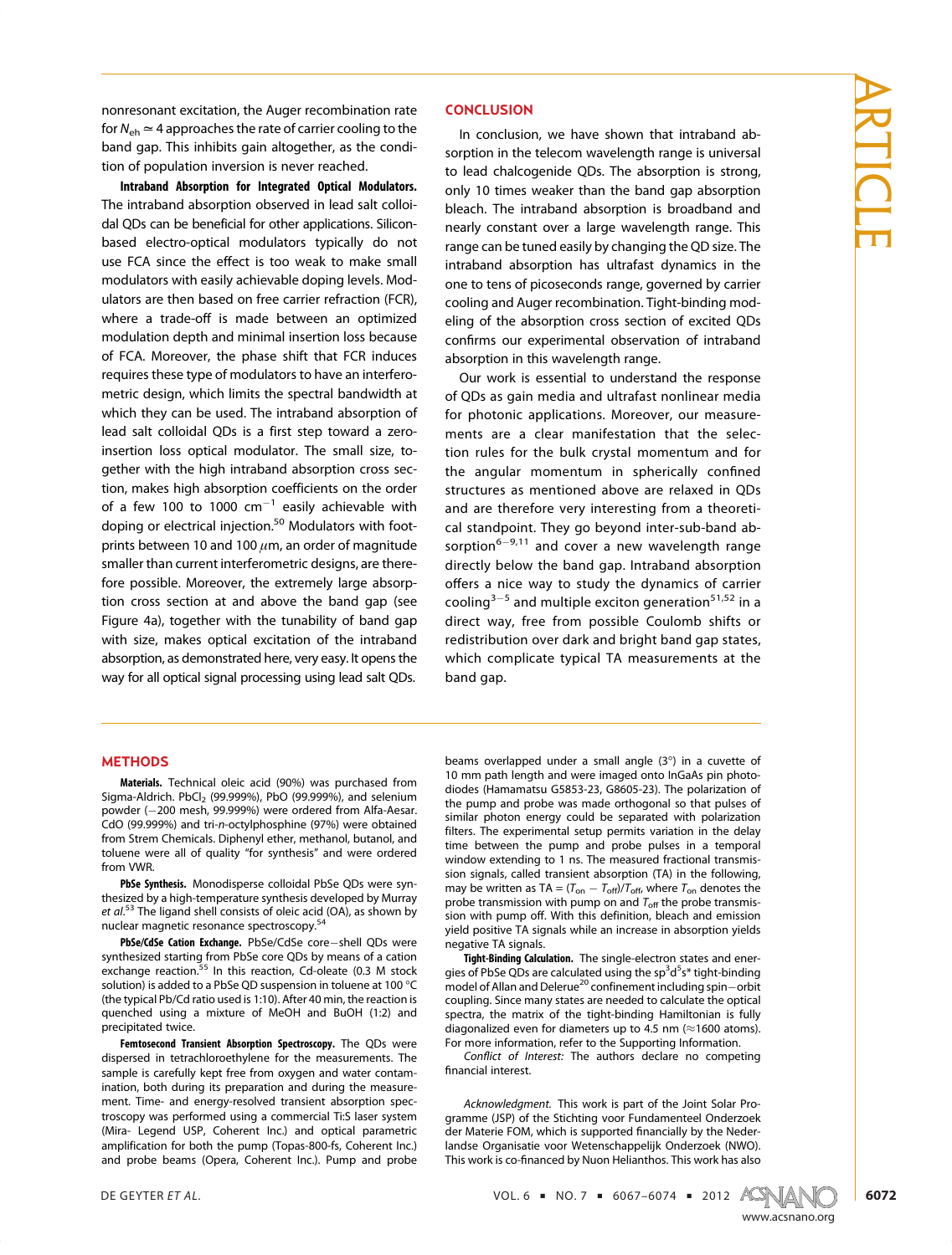nonresonant excitation, the Auger recombination rate for $N_{eh} \simeq 4$ approaches the rate of carrier cooling to the band gap. This inhibits gain altogether, as the condition of population inversion is never reached.

**Intraband Absorption for Integrated Optical Modulators.** The intraband absorption observed in lead salt colloidal QDs can be beneficial for other applications. Silicon-based electro-optical modulators typically do not use FCA since the effect is too weak to make small modulators with easily achievable doping levels. Modulators are then based on free carrier refraction (FCR), where a trade-off is made between an optimized modulation depth and minimal insertion loss because of FCA. Moreover, the phase shift that FCR induces requires these type of modulators to have an interferometric design, which limits the spectral bandwidth at which they can be used. The intraband absorption of lead salt colloidal QDs is a first step toward a zero-insertion loss optical modulator. The small size, together with the high intraband absorption cross section, makes high absorption coefficients on the order of a few 100 to 1000 $\text{cm}^{-1}$ easily achievable with doping or electrical injection.[50] Modulators with footprints between 10 and 100 $\mu$m, an order of magnitude smaller than current interferometric designs, are therefore possible. Moreover, the extremely large absorption cross section at and above the band gap (see Figure 4a), together with the tunability of band gap with size, makes optical excitation of the intraband absorption, as demonstrated here, very easy. It opens the way for all optical signal processing using lead salt QDs.

## CONCLUSION

In conclusion, we have shown that intraband absorption in the telecom wavelength range is universal to lead chalcogenide QDs. The absorption is strong, only 10 times weaker than the band gap absorption bleach. The intraband absorption is broadband and nearly constant over a large wavelength range. This range can be tuned easily by changing the QD size. The intraband absorption has ultrafast dynamics in the one to tens of picoseconds range, governed by carrier cooling and Auger recombination. Tight-binding modeling of the absorption cross section of excited QDs confirms our experimental observation of intraband absorption in this wavelength range.

Our work is essential to understand the response of QDs as gain media and ultrafast nonlinear media for photonic applications. Moreover, our measurements are a clear manifestation that the selection rules for the bulk crystal momentum and for the angular momentum in spherically confined structures as mentioned above are relaxed in QDs and are therefore very interesting from a theoretical standpoint. They go beyond inter-sub-band absorption[6−9,11] and cover a new wavelength range directly below the band gap. Intraband absorption offers a nice way to study the dynamics of carrier cooling[3−5] and multiple exciton generation[51,52] in a direct way, free from possible Coulomb shifts or redistribution over dark and bright band gap states, which complicate typical TA measurements at the band gap.

## METHODS

**Materials.** Technical oleic acid (90%) was purchased from Sigma-Aldrich. $PbCl_2$ (99.999%), PbO (99.999%), and selenium powder (−200 mesh, 99.999%) were ordered from Alfa-Aesar. CdO (99.999%) and tri-*n*-octylphosphine (97%) were obtained from Strem Chemicals. Diphenyl ether, methanol, butanol, and toluene were all of quality "for synthesis" and were ordered from VWR.

**PbSe Synthesis.** Monodisperse colloidal PbSe QDs were synthesized by a high-temperature synthesis developed by Murray *et al.*[53] The ligand shell consists of oleic acid (OA), as shown by nuclear magnetic resonance spectroscopy.[54]

**PbSe/CdSe Cation Exchange.** PbSe/CdSe core−shell QDs were synthesized starting from PbSe core QDs by means of a cation exchange reaction.[55] In this reaction, Cd-oleate (0.3 M stock solution) is added to a PbSe QD suspension in toluene at 100 °C (the typical Pb/Cd ratio used is 1:10). After 40 min, the reaction is quenched using a mixture of MeOH and BuOH (1:2) and precipitated twice.

**Femtosecond Transient Absorption Spectroscopy.** The QDs were dispersed in tetrachloroethylene for the measurements. The sample is carefully kept free from oxygen and water contamination, both during its preparation and during the measurement. Time- and energy-resolved transient absorption spectroscopy was performed using a commercial Ti:S laser system (Mira- Legend USP, Coherent Inc.) and optical parametric amplification for both the pump (Topas-800-fs, Coherent Inc.) and probe beams (Opera, Coherent Inc.). Pump and probe beams overlapped under a small angle (3°) in a cuvette of 10 mm path length and were imaged onto InGaAs pin photodiodes (Hamamatsu G5853-23, G8605-23). The polarization of the pump and probe was made orthogonal so that pulses of similar photon energy could be separated with polarization filters. The experimental setup permits variation in the delay time between the pump and probe pulses in a temporal window extending to 1 ns. The measured fractional transmission signals, called transient absorption (TA) in the following, may be written as $\text{TA} = (T_{on} - T_{off})/T_{off}$, where $T_{on}$ denotes the probe transmission with pump on and $T_{off}$ the probe transmission with pump off. With this definition, bleach and emission yield positive TA signals while an increase in absorption yields negative TA signals.

**Tight-Binding Calculation.** The single-electron states and energies of PbSe QDs are calculated using the $sp^3d^5s^*$ tight-binding model of Allan and Delerue[20] confinement including spin−orbit coupling. Since many states are needed to calculate the optical spectra, the matrix of the tight-binding Hamiltonian is fully diagonalized even for diameters up to 4.5 nm (≈1600 atoms). For more information, refer to the Supporting Information.

*Conflict of Interest:* The authors declare no competing financial interest.

*Acknowledgment.* This work is part of the Joint Solar Programme (JSP) of the Stichting voor Fundamenteel Onderzoek der Materie FOM, which is supported financially by the Nederlandse Organisatie voor Wetenschappelijk Onderzoek (NWO). This work is co-financed by Nuon Helianthos. This work has also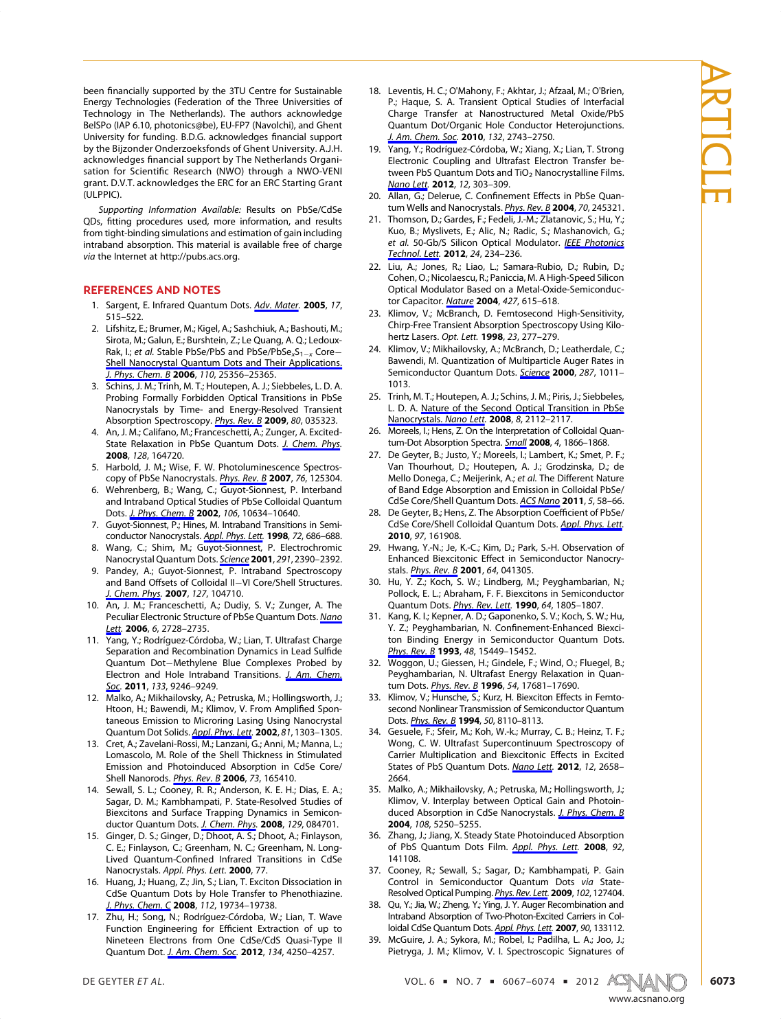been financially supported by the 3TU Centre for Sustainable Energy Technologies (Federation of the Three Universities of Technology in The Netherlands). The authors acknowledge BelSPo (IAP 6.10, photonics@be), EU-FP7 (Navolchi), and Ghent University for funding. B.D.G. acknowledges financial support by the Bijzonder Onderzoeksfonds of Ghent University. A.J.H. acknowledges financial support by The Netherlands Organisation for Scientific Research (NWO) through a NWO-VENI grant. D.V.T. acknowledges the ERC for an ERC Starting Grant (ULPPIC).

*Supporting Information Available:* Results on PbSe/CdSe QDs, fitting procedures used, more information, and results from tight-binding simulations and estimation of gain including intraband absorption. This material is available free of charge *via* the Internet at http://pubs.acs.org.

## REFERENCES AND NOTES

1. Sargent, E. Infrared Quantum Dots. *Adv. Mater.* **2005**, *17*, 515–522.
2. Lifshitz, E.; Brumer, M.; Kigel, A.; Sashchiuk, A.; Bashouti, M.; Sirota, M.; Galun, E.; Burshtein, Z.; Le Quang, A. Q.; Ledoux-Rak, I.; *et al.* Stable PbSe/PbS and PbSe/PbSe$_x$S$_{1-x}$ Core–Shell Nanocrystal Quantum Dots and Their Applications. *J. Phys. Chem. B* **2006**, *110*, 25356–25365.
3. Schins, J. M.; Trinh, M. T.; Houtepen, A. J.; Siebbeles, L. D. A. Probing Formally Forbidden Optical Transitions in PbSe Nanocrystals by Time- and Energy-Resolved Transient Absorption Spectroscopy. *Phys. Rev. B* **2009**, *80*, 035323.
4. An, J. M.; Califano, M.; Franceschetti, A.; Zunger, A. Excited-State Relaxation in PbSe Quantum Dots. *J. Chem. Phys.* **2008**, *128*, 164720.
5. Harbold, J. M.; Wise, F. W. Photoluminescence Spectroscopy of PbSe Nanocrystals. *Phys. Rev. B* **2007**, *76*, 125304.
6. Wehrenberg, B.; Wang, C.; Guyot-Sionnest, P. Interband and Intraband Optical Studies of PbSe Colloidal Quantum Dots. *J. Phys. Chem. B* **2002**, *106*, 10634–10640.
7. Guyot-Sionnest, P.; Hines, M. Intraband Transitions in Semiconductor Nanocrystals. *Appl. Phys. Lett.* **1998**, *72*, 686–688.
8. Wang, C.; Shim, M.; Guyot-Sionnest, P. Electrochromic Nanocrystal Quantum Dots. *Science* **2001**, *291*, 2390–2392.
9. Pandey, A.; Guyot-Sionnest, P. Intraband Spectroscopy and Band Offsets of Colloidal II–VI Core/Shell Structures. *J. Chem. Phys.* **2007**, *127*, 104710.
10. An, J. M.; Franceschetti, A.; Dudiy, S. V.; Zunger, A. The Peculiar Electronic Structure of PbSe Quantum Dots. *Nano Lett.* **2006**, *6*, 2728–2735.
11. Yang, Y.; Rodríguez-Córdoba, W.; Lian, T. Ultrafast Charge Separation and Recombination Dynamics in Lead Sulfide Quantum Dot–Methylene Blue Complexes Probed by Electron and Hole Intraband Transitions. *J. Am. Chem. Soc.* **2011**, *133*, 9246–9249.
12. Malko, A.; Mikhailovsky, A.; Petruska, M.; Hollingsworth, J.; Htoon, H.; Bawendi, M.; Klimov, V. From Amplified Spontaneous Emission to Microring Lasing Using Nanocrystal Quantum Dot Solids. *Appl. Phys. Lett.* **2002**, *81*, 1303–1305.
13. Cret, A.; Zavelani-Rossi, M.; Lanzani, G.; Anni, M.; Manna, L.; Lomascolo, M. Role of the Shell Thickness in Stimulated Emission and Photoinduced Absorption in CdSe Core/Shell Nanorods. *Phys. Rev. B* **2006**, *73*, 165410.
14. Sewall, S. L.; Cooney, R. R.; Anderson, K. E. H.; Dias, E. A.; Sagar, D. M.; Kambhampati, P. State-Resolved Studies of Biexcitons and Surface Trapping Dynamics in Semiconductor Quantum Dots. *J. Chem. Phys.* **2008**, *129*, 084701.
15. Ginger, D. S.; Ginger, D.; Dhoot, A. S.; Dhoot, A.; Finlayson, C. E.; Finlayson, C.; Greenham, N. C.; Greenham, N. Long-Lived Quantum-Confined Infrared Transitions in CdSe Nanocrystals. *Appl. Phys. Lett.* **2000**, 77.
16. Huang, J.; Huang, Z.; Jin, S.; Lian, T. Exciton Dissociation in CdSe Quantum Dots by Hole Transfer to Phenothiazine. *J. Phys. Chem. C* **2008**, *112*, 19734–19738.
17. Zhu, H.; Song, N.; Rodríguez-Córdoba, W.; Lian, T. Wave Function Engineering for Efficient Extraction of up to Nineteen Electrons from One CdSe/CdS Quasi-Type II Quantum Dot. *J. Am. Chem. Soc.* **2012**, *134*, 4250–4257.
18. Leventis, H. C.; O'Mahony, F.; Akhtar, J.; Afzaal, M.; O'Brien, P.; Haque, S. A. Transient Optical Studies of Interfacial Charge Transfer at Nanostructured Metal Oxide/PbS Quantum Dot/Organic Hole Conductor Heterojunctions. *J. Am. Chem. Soc.* **2010**, *132*, 2743–2750.
19. Yang, Y.; Rodríguez-Córdoba, W.; Xiang, X.; Lian, T. Strong Electronic Coupling and Ultrafast Electron Transfer between PbS Quantum Dots and $TiO_2$ Nanocrystalline Films. *Nano Lett.* **2012**, *12*, 303–309.
20. Allan, G.; Delerue, C. Confinement Effects in PbSe Quantum Wells and Nanocrystals. *Phys. Rev. B* **2004**, *70*, 245321.
21. Thomson, D.; Gardes, F.; Fedeli, J.-M.; Zlatanovic, S.; Hu, Y.; Kuo, B.; Myslivets, E.; Alic, N.; Radic, S.; Mashanovich, G.; *et al.* 50-Gb/S Silicon Optical Modulator. *IEEE Photonics Technol. Lett.* **2012**, *24*, 234–236.
22. Liu, A.; Jones, R.; Liao, L.; Samara-Rubio, D.; Rubin, D.; Cohen, O.; Nicolaescu, R.; Paniccia, M. A High-Speed Silicon Optical Modulator Based on a Metal-Oxide-Semiconductor Capacitor. *Nature* **2004**, *427*, 615–618.
23. Klimov, V.; McBranch, D. Femtosecond High-Sensitivity, Chirp-Free Transient Absorption Spectroscopy Using Kilohertz Lasers. *Opt. Lett.* **1998**, *23*, 277–279.
24. Klimov, V.; Mikhailovsky, A.; McBranch, D.; Leatherdale, C.; Bawendi, M. Quantization of Multiparticle Auger Rates in Semiconductor Quantum Dots. *Science* **2000**, *287*, 1011–1013.
25. Trinh, M. T.; Houtepen, A. J.; Schins, J. M.; Piris, J.; Siebbeles, L. D. A. Nature of the Second Optical Transition in PbSe Nanocrystals. *Nano Lett.* **2008**, *8*, 2112–2117.
26. Moreels, I.; Hens, Z. On the Interpretation of Colloidal Quantum-Dot Absorption Spectra. *Small* **2008**, *4*, 1866–1868.
27. De Geyter, B.; Justo, Y.; Moreels, I.; Lambert, K.; Smet, P. F.; Van Thourhout, D.; Houtepen, A. J.; Grodzinska, D.; de Mello Donega, C.; Meijerink, A.; *et al.* The Different Nature of Band Edge Absorption and Emission in Colloidal PbSe/CdSe Core/Shell Quantum Dots. *ACS Nano* **2011**, *5*, 58–66.
28. De Geyter, B.; Hens, Z. The Absorption Coefficient of PbSe/CdSe Core/Shell Colloidal Quantum Dots. *Appl. Phys. Lett.* **2010**, *97*, 161908.
29. Hwang, Y.-N.; Je, K.-C.; Kim, D.; Park, S.-H. Observation of Enhanced Biexcitonic Effect in Semiconductor Nanocrystals. *Phys. Rev. B* **2001**, *64*, 041305.
30. Hu, Y. Z.; Koch, S. W.; Lindberg, M.; Peyghambarian, N.; Pollock, E. L.; Abraham, F. F. Biexcitons in Semiconductor Quantum Dots. *Phys. Rev. Lett.* **1990**, *64*, 1805–1807.
31. Kang, K. I.; Kepner, A. D.; Gaponenko, S. V.; Koch, S. W.; Hu, Y. Z.; Peyghambarian, N. Confinement-Enhanced Biexciton Binding Energy in Semiconductor Quantum Dots. *Phys. Rev. B* **1993**, *48*, 15449–15452.
32. Woggon, U.; Giessen, H.; Gindele, F.; Wind, O.; Fluegel, B.; Peyghambarian, N. Ultrafast Energy Relaxation in Quantum Dots. *Phys. Rev. B* **1996**, *54*, 17681–17690.
33. Klimov, V.; Hunsche, S.; Kurz, H. Biexciton Effects in Femtosecond Nonlinear Transmission of Semiconductor Quantum Dots. *Phys. Rev. B* **1994**, *50*, 8110–8113.
34. Gesuele, F.; Sfeir, M. Y.; Koh, W.-k.; Murray, C. B.; Heinz, T. F.; Wong, C. W. Ultrafast Supercontinuum Spectroscopy of Carrier Multiplication and Biexcitonic Effects in Excited States of PbS Quantum Dots. *Nano Lett.* **2012**, *12*, 2658–2664.
35. Malko, A.; Mikhailovsky, A.; Petruska, M.; Hollingsworth, J.; Klimov, V. Interplay between Optical Gain and Photoinduced Absorption in CdSe Nanocrystals. *J. Phys. Chem. B* **2004**, *108*, 5250–5255.
36. Zhang, J.; Jiang, X. Steady State Photoinduced Absorption of PbS Quantum Dots Film. *Appl. Phys. Lett.* **2008**, *92*, 141108.
37. Cooney, R.; Sewall, S.; Sagar, D.; Kambhampati, P. Gain Control in Semiconductor Quantum Dots *via* State-Resolved Optical Pumping. *Phys. Rev. Lett.* **2009**, *102*, 127404.
38. Qu, Y.; Jia, W.; Zheng, Y.; Ying, J. Y. Auger Recombination and Intraband Absorption of Two-Photon-Excited Carriers in Colloidal CdSe Quantum Dots. *Appl. Phys. Lett.* **2007**, *90*, 133112.
39. McGuire, J. A.; Sykora, M.; Robel, I.; Padilha, L. A.; Joo, J.; Pietryga, J. M.; Klimov, V. I. Spectroscopic Signatures of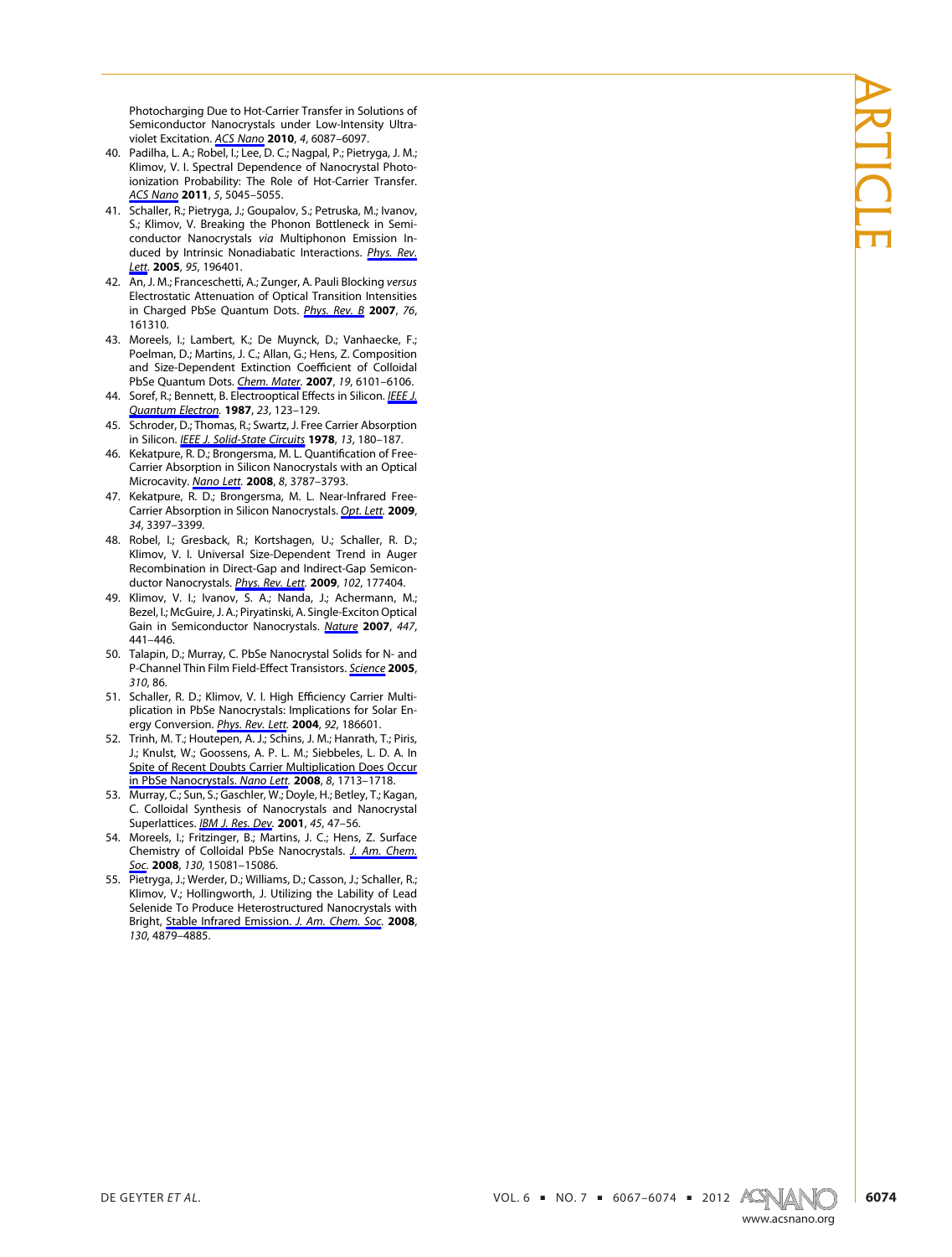Photocharging Due to Hot-Carrier Transfer in Solutions of Semiconductor Nanocrystals under Low-Intensity Ultraviolet Excitation. *ACS Nano* **2010**, *4*, 6087–6097.

40. Padilha, L. A.; Robel, I.; Lee, D. C.; Nagpal, P.; Pietryga, J. M.; Klimov, V. I. Spectral Dependence of Nanocrystal Photoionization Probability: The Role of Hot-Carrier Transfer. *ACS Nano* **2011**, *5*, 5045–5055.
41. Schaller, R.; Pietryga, J.; Goupalov, S.; Petruska, M.; Ivanov, S.; Klimov, V. Breaking the Phonon Bottleneck in Semiconductor Nanocrystals *via* Multiphonon Emission Induced by Intrinsic Nonadiabatic Interactions. *Phys. Rev. Lett.* **2005**, *95*, 196401.
42. An, J. M.; Franceschetti, A.; Zunger, A. Pauli Blocking *versus* Electrostatic Attenuation of Optical Transition Intensities in Charged PbSe Quantum Dots. *Phys. Rev. B* **2007**, *76*, 161310.
43. Moreels, I.; Lambert, K.; De Muynck, D.; Vanhaecke, F.; Poelman, D.; Martins, J. C.; Allan, G.; Hens, Z. Composition and Size-Dependent Extinction Coefficient of Colloidal PbSe Quantum Dots. *Chem. Mater.* **2007**, *19*, 6101–6106.
44. Soref, R.; Bennett, B. Electrooptical Effects in Silicon. *IEEE J. Quantum Electron.* **1987**, *23*, 123–129.
45. Schroder, D.; Thomas, R.; Swartz, J. Free Carrier Absorption in Silicon. *IEEE J. Solid-State Circuits* **1978**, *13*, 180–187.
46. Kekatpure, R. D.; Brongersma, M. L. Quantification of Free-Carrier Absorption in Silicon Nanocrystals with an Optical Microcavity. *Nano Lett.* **2008**, *8*, 3787–3793.
47. Kekatpure, R. D.; Brongersma, M. L. Near-Infrared Free-Carrier Absorption in Silicon Nanocrystals. *Opt. Lett.* **2009**, *34*, 3397–3399.
48. Robel, I.; Gresback, R.; Kortshagen, U.; Schaller, R. D.; Klimov, V. I. Universal Size-Dependent Trend in Auger Recombination in Direct-Gap and Indirect-Gap Semiconductor Nanocrystals. *Phys. Rev. Lett.* **2009**, *102*, 177404.
49. Klimov, V. I.; Ivanov, S. A.; Nanda, J.; Achermann, M.; Bezel, I.; McGuire, J. A.; Piryatinski, A. Single-Exciton Optical Gain in Semiconductor Nanocrystals. *Nature* **2007**, *447*, 441–446.
50. Talapin, D.; Murray, C. PbSe Nanocrystal Solids for N- and P-Channel Thin Film Field-Effect Transistors. *Science* **2005**, *310*, 86.
51. Schaller, R. D.; Klimov, V. I. High Efficiency Carrier Multiplication in PbSe Nanocrystals: Implications for Solar Energy Conversion. *Phys. Rev. Lett.* **2004**, *92*, 186601.
52. Trinh, M. T.; Houtepen, A. J.; Schins, J. M.; Hanrath, T.; Piris, J.; Knulst, W.; Goossens, A. P. L. M.; Siebbeles, L. D. A. In Spite of Recent Doubts Carrier Multiplication Does Occur in PbSe Nanocrystals. *Nano Lett.* **2008**, *8*, 1713–1718.
53. Murray, C.; Sun, S.; Gaschler, W.; Doyle, H.; Betley, T.; Kagan, C. Colloidal Synthesis of Nanocrystals and Nanocrystal Superlattices. *IBM J. Res. Dev.* **2001**, *45*, 47–56.
54. Moreels, I.; Fritzinger, B.; Martins, J. C.; Hens, Z. Surface Chemistry of Colloidal PbSe Nanocrystals. *J. Am. Chem. Soc.* **2008**, *130*, 15081–15086.
55. Pietryga, J.; Werder, D.; Williams, D.; Casson, J.; Schaller, R.; Klimov, V.; Hollingworth, J. Utilizing the Lability of Lead Selenide To Produce Heterostructured Nanocrystals with Bright, Stable Infrared Emission. *J. Am. Chem. Soc.* **2008**, *130*, 4879–4885.